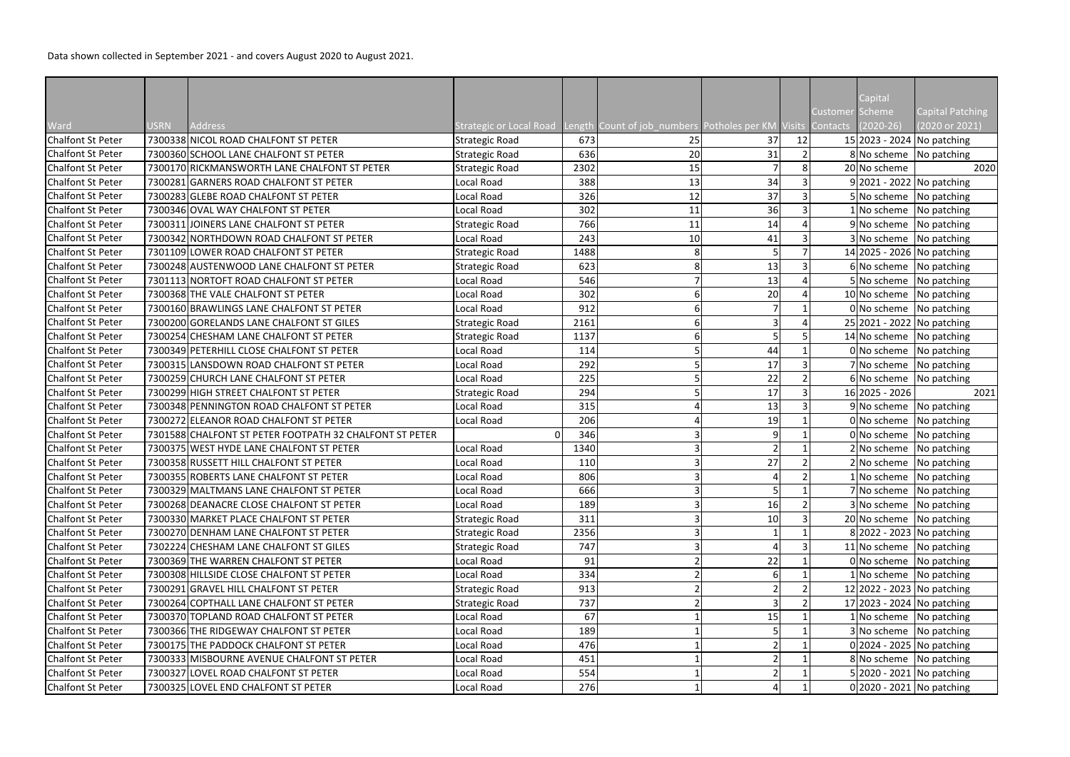Data shown collected in September 2021 - and covers August 2020 to August 2021.

| Ward | USRN | Address | Strategic or Local Road | Length | Count of job_numbers | Potholes per KM | Visits | Customer Contacts | Capital Scheme (2020-26) | Capital Patching (2020 or 2021) |
|---|---|---|---|---|---|---|---|---|---|---|
| Chalfont St Peter | 7300338 | NICOL ROAD CHALFONT ST PETER | Strategic Road | 673 | 25 | 37 | 12 | 15 | 2023 - 2024 | No patching |
| Chalfont St Peter | 7300360 | SCHOOL LANE CHALFONT ST PETER | Strategic Road | 636 | 20 | 31 | 2 | 8 | No scheme | No patching |
| Chalfont St Peter | 7300170 | RICKMANSWORTH LANE CHALFONT ST PETER | Strategic Road | 2302 | 15 | 7 | 8 | 20 | No scheme | 2020 |
| Chalfont St Peter | 7300281 | GARNERS ROAD CHALFONT ST PETER | Local Road | 388 | 13 | 34 | 3 | 9 | 2021 - 2022 | No patching |
| Chalfont St Peter | 7300283 | GLEBE ROAD CHALFONT ST PETER | Local Road | 326 | 12 | 37 | 3 | 5 | No scheme | No patching |
| Chalfont St Peter | 7300346 | OVAL WAY CHALFONT ST PETER | Local Road | 302 | 11 | 36 | 3 | 1 | No scheme | No patching |
| Chalfont St Peter | 7300311 | JOINERS LANE CHALFONT ST PETER | Strategic Road | 766 | 11 | 14 | 4 | 9 | No scheme | No patching |
| Chalfont St Peter | 7300342 | NORTHDOWN ROAD CHALFONT ST PETER | Local Road | 243 | 10 | 41 | 3 | 3 | No scheme | No patching |
| Chalfont St Peter | 7301109 | LOWER ROAD CHALFONT ST PETER | Strategic Road | 1488 | 8 | 5 | 7 | 14 | 2025 - 2026 | No patching |
| Chalfont St Peter | 7300248 | AUSTENWOOD LANE CHALFONT ST PETER | Strategic Road | 623 | 8 | 13 | 3 | 6 | No scheme | No patching |
| Chalfont St Peter | 7301113 | NORTOFT ROAD CHALFONT ST PETER | Local Road | 546 | 7 | 13 | 4 | 5 | No scheme | No patching |
| Chalfont St Peter | 7300368 | THE VALE CHALFONT ST PETER | Local Road | 302 | 6 | 20 | 4 | 10 | No scheme | No patching |
| Chalfont St Peter | 7300160 | BRAWLINGS LANE CHALFONT ST PETER | Local Road | 912 | 6 | 7 | 1 | 0 | No scheme | No patching |
| Chalfont St Peter | 7300200 | GORELANDS LANE CHALFONT ST GILES | Strategic Road | 2161 | 6 | 3 | 4 | 25 | 2021 - 2022 | No patching |
| Chalfont St Peter | 7300254 | CHESHAM LANE CHALFONT ST PETER | Strategic Road | 1137 | 6 | 5 | 5 | 14 | No scheme | No patching |
| Chalfont St Peter | 7300349 | PETERHILL CLOSE CHALFONT ST PETER | Local Road | 114 | 5 | 44 | 1 | 0 | No scheme | No patching |
| Chalfont St Peter | 7300315 | LANSDOWN ROAD CHALFONT ST PETER | Local Road | 292 | 5 | 17 | 3 | 7 | No scheme | No patching |
| Chalfont St Peter | 7300259 | CHURCH LANE CHALFONT ST PETER | Local Road | 225 | 5 | 22 | 2 | 6 | No scheme | No patching |
| Chalfont St Peter | 7300299 | HIGH STREET CHALFONT ST PETER | Strategic Road | 294 | 5 | 17 | 3 | 16 | 2025 - 2026 | 2021 |
| Chalfont St Peter | 7300348 | PENNINGTON ROAD CHALFONT ST PETER | Local Road | 315 | 4 | 13 | 3 | 9 | No scheme | No patching |
| Chalfont St Peter | 7300272 | ELEANOR ROAD CHALFONT ST PETER | Local Road | 206 | 4 | 19 | 1 | 0 | No scheme | No patching |
| Chalfont St Peter | 7301588 | CHALFONT ST PETER FOOTPATH 32 CHALFONT ST PETER | 0 | 346 | 3 | 9 | 1 | 0 | No scheme | No patching |
| Chalfont St Peter | 7300375 | WEST HYDE LANE CHALFONT ST PETER | Local Road | 1340 | 3 | 2 | 1 | 2 | No scheme | No patching |
| Chalfont St Peter | 7300358 | RUSSETT HILL CHALFONT ST PETER | Local Road | 110 | 3 | 27 | 2 | 2 | No scheme | No patching |
| Chalfont St Peter | 7300355 | ROBERTS LANE CHALFONT ST PETER | Local Road | 806 | 3 | 4 | 2 | 1 | No scheme | No patching |
| Chalfont St Peter | 7300329 | MALTMANS LANE CHALFONT ST PETER | Local Road | 666 | 3 | 5 | 1 | 7 | No scheme | No patching |
| Chalfont St Peter | 7300268 | DEANACRE CLOSE CHALFONT ST PETER | Local Road | 189 | 3 | 16 | 2 | 3 | No scheme | No patching |
| Chalfont St Peter | 7300330 | MARKET PLACE CHALFONT ST PETER | Strategic Road | 311 | 3 | 10 | 3 | 20 | No scheme | No patching |
| Chalfont St Peter | 7300270 | DENHAM LANE CHALFONT ST PETER | Strategic Road | 2356 | 3 | 1 | 1 | 8 | 2022 - 2023 | No patching |
| Chalfont St Peter | 7302224 | CHESHAM LANE CHALFONT ST GILES | Strategic Road | 747 | 3 | 4 | 3 | 11 | No scheme | No patching |
| Chalfont St Peter | 7300369 | THE WARREN CHALFONT ST PETER | Local Road | 91 | 2 | 22 | 1 | 0 | No scheme | No patching |
| Chalfont St Peter | 7300308 | HILLSIDE CLOSE CHALFONT ST PETER | Local Road | 334 | 2 | 6 | 1 | 1 | No scheme | No patching |
| Chalfont St Peter | 7300291 | GRAVEL HILL CHALFONT ST PETER | Strategic Road | 913 | 2 | 2 | 2 | 12 | 2022 - 2023 | No patching |
| Chalfont St Peter | 7300264 | COPTHALL LANE CHALFONT ST PETER | Strategic Road | 737 | 2 | 3 | 2 | 17 | 2023 - 2024 | No patching |
| Chalfont St Peter | 7300370 | TOPLAND ROAD CHALFONT ST PETER | Local Road | 67 | 1 | 15 | 1 | 1 | No scheme | No patching |
| Chalfont St Peter | 7300366 | THE RIDGEWAY CHALFONT ST PETER | Local Road | 189 | 1 | 5 | 1 | 3 | No scheme | No patching |
| Chalfont St Peter | 7300175 | THE PADDOCK CHALFONT ST PETER | Local Road | 476 | 1 | 2 | 1 | 0 | 2024 - 2025 | No patching |
| Chalfont St Peter | 7300333 | MISBOURNE AVENUE CHALFONT ST PETER | Local Road | 451 | 1 | 2 | 1 | 8 | No scheme | No patching |
| Chalfont St Peter | 7300327 | LOVEL ROAD CHALFONT ST PETER | Local Road | 554 | 1 | 2 | 1 | 5 | 2020 - 2021 | No patching |
| Chalfont St Peter | 7300325 | LOVEL END CHALFONT ST PETER | Local Road | 276 | 1 | 4 | 1 | 0 | 2020 - 2021 | No patching |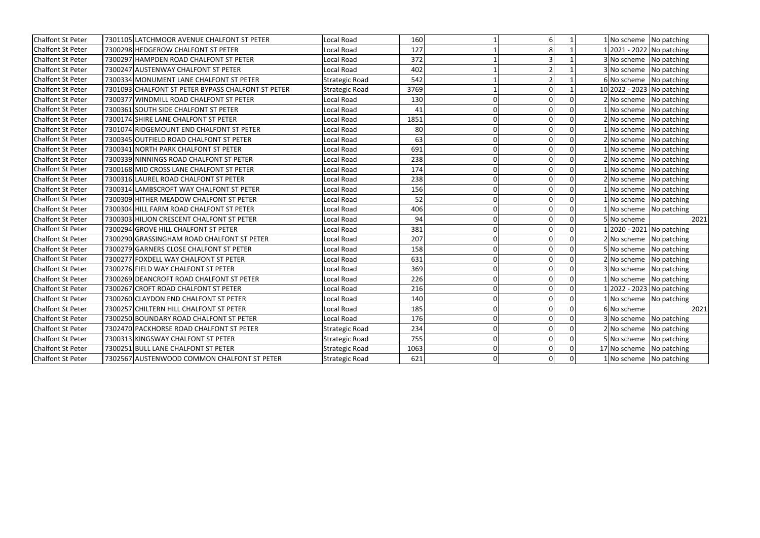| | | | | | | | | | |
|---|---|---|---|---|---|---|---|---|---|
| Chalfont St Peter | 7301105 | LATCHMOOR AVENUE CHALFONT ST PETER | Local Road | 160 | 1 | 6 | 1 | 1 | No scheme | No patching |
| Chalfont St Peter | 7300298 | HEDGEROW CHALFONT ST PETER | Local Road | 127 | 1 | 8 | 1 | 1 | 2021 - 2022 | No patching |
| Chalfont St Peter | 7300297 | HAMPDEN ROAD CHALFONT ST PETER | Local Road | 372 | 1 | 3 | 1 | 3 | No scheme | No patching |
| Chalfont St Peter | 7300247 | AUSTENWAY CHALFONT ST PETER | Local Road | 402 | 1 | 2 | 1 | 3 | No scheme | No patching |
| Chalfont St Peter | 7300334 | MONUMENT LANE CHALFONT ST PETER | Strategic Road | 542 | 1 | 2 | 1 | 6 | No scheme | No patching |
| Chalfont St Peter | 7301093 | CHALFONT ST PETER BYPASS CHALFONT ST PETER | Strategic Road | 3769 | 1 | 0 | 1 | 10 | 2022 - 2023 | No patching |
| Chalfont St Peter | 7300377 | WINDMILL ROAD CHALFONT ST PETER | Local Road | 130 | 0 | 0 | 0 | 2 | No scheme | No patching |
| Chalfont St Peter | 7300361 | SOUTH SIDE CHALFONT ST PETER | Local Road | 41 | 0 | 0 | 0 | 1 | No scheme | No patching |
| Chalfont St Peter | 7300174 | SHIRE LANE CHALFONT ST PETER | Local Road | 1851 | 0 | 0 | 0 | 2 | No scheme | No patching |
| Chalfont St Peter | 7301074 | RIDGEMOUNT END CHALFONT ST PETER | Local Road | 80 | 0 | 0 | 0 | 1 | No scheme | No patching |
| Chalfont St Peter | 7300345 | OUTFIELD ROAD CHALFONT ST PETER | Local Road | 63 | 0 | 0 | 0 | 2 | No scheme | No patching |
| Chalfont St Peter | 7300341 | NORTH PARK CHALFONT ST PETER | Local Road | 691 | 0 | 0 | 0 | 1 | No scheme | No patching |
| Chalfont St Peter | 7300339 | NINNINGS ROAD CHALFONT ST PETER | Local Road | 238 | 0 | 0 | 0 | 2 | No scheme | No patching |
| Chalfont St Peter | 7300168 | MID CROSS LANE CHALFONT ST PETER | Local Road | 174 | 0 | 0 | 0 | 1 | No scheme | No patching |
| Chalfont St Peter | 7300316 | LAUREL ROAD CHALFONT ST PETER | Local Road | 238 | 0 | 0 | 0 | 2 | No scheme | No patching |
| Chalfont St Peter | 7300314 | LAMBSCROFT WAY CHALFONT ST PETER | Local Road | 156 | 0 | 0 | 0 | 1 | No scheme | No patching |
| Chalfont St Peter | 7300309 | HITHER MEADOW CHALFONT ST PETER | Local Road | 52 | 0 | 0 | 0 | 1 | No scheme | No patching |
| Chalfont St Peter | 7300304 | HILL FARM ROAD CHALFONT ST PETER | Local Road | 406 | 0 | 0 | 0 | 1 | No scheme | No patching |
| Chalfont St Peter | 7300303 | HILJON CRESCENT CHALFONT ST PETER | Local Road | 94 | 0 | 0 | 0 | 5 | No scheme | 2021 |
| Chalfont St Peter | 7300294 | GROVE HILL CHALFONT ST PETER | Local Road | 381 | 0 | 0 | 0 | 1 | 2020 - 2021 | No patching |
| Chalfont St Peter | 7300290 | GRASSINGHAM ROAD CHALFONT ST PETER | Local Road | 207 | 0 | 0 | 0 | 2 | No scheme | No patching |
| Chalfont St Peter | 7300279 | GARNERS CLOSE CHALFONT ST PETER | Local Road | 158 | 0 | 0 | 0 | 5 | No scheme | No patching |
| Chalfont St Peter | 7300277 | FOXDELL WAY CHALFONT ST PETER | Local Road | 631 | 0 | 0 | 0 | 2 | No scheme | No patching |
| Chalfont St Peter | 7300276 | FIELD WAY CHALFONT ST PETER | Local Road | 369 | 0 | 0 | 0 | 3 | No scheme | No patching |
| Chalfont St Peter | 7300269 | DEANCROFT ROAD CHALFONT ST PETER | Local Road | 226 | 0 | 0 | 0 | 1 | No scheme | No patching |
| Chalfont St Peter | 7300267 | CROFT ROAD CHALFONT ST PETER | Local Road | 216 | 0 | 0 | 0 | 1 | 2022 - 2023 | No patching |
| Chalfont St Peter | 7300260 | CLAYDON END CHALFONT ST PETER | Local Road | 140 | 0 | 0 | 0 | 1 | No scheme | No patching |
| Chalfont St Peter | 7300257 | CHILTERN HILL CHALFONT ST PETER | Local Road | 185 | 0 | 0 | 0 | 6 | No scheme | 2021 |
| Chalfont St Peter | 7300250 | BOUNDARY ROAD CHALFONT ST PETER | Local Road | 176 | 0 | 0 | 0 | 3 | No scheme | No patching |
| Chalfont St Peter | 7302470 | PACKHORSE ROAD CHALFONT ST PETER | Strategic Road | 234 | 0 | 0 | 0 | 2 | No scheme | No patching |
| Chalfont St Peter | 7300313 | KINGSWAY CHALFONT ST PETER | Strategic Road | 755 | 0 | 0 | 0 | 5 | No scheme | No patching |
| Chalfont St Peter | 7300251 | BULL LANE CHALFONT ST PETER | Strategic Road | 1063 | 0 | 0 | 0 | 17 | No scheme | No patching |
| Chalfont St Peter | 7302567 | AUSTENWOOD COMMON CHALFONT ST PETER | Strategic Road | 621 | 0 | 0 | 0 | 1 | No scheme | No patching |